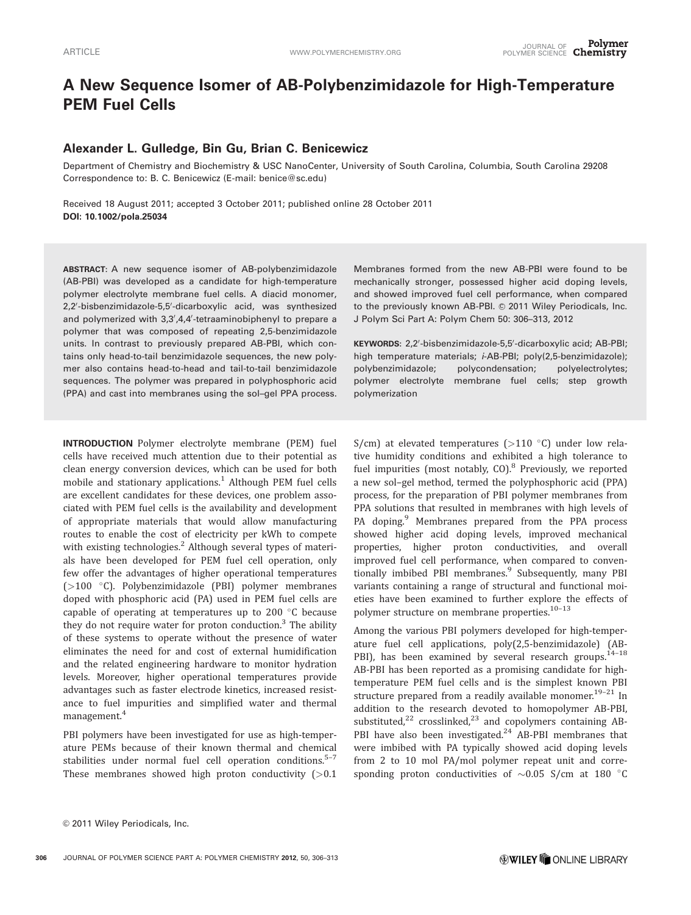# A New Sequence Isomer of AB-Polybenzimidazole for High-Temperature PEM Fuel Cells

**Alexander L. Gulledge, Bin Gu, Brian C. Benicewicz**

Department of Chemistry and Biochemistry & USC NanoCenter, University of South Carolina, Columbia, South Carolina 29208
Correspondence to: B. C. Benicewicz (E-mail: benice@sc.edu)

Received 18 August 2011; accepted 3 October 2011; published online 28 October 2011
**DOI: 10.1002/pola.25034**

**ABSTRACT**: A new sequence isomer of AB-polybenzimidazole (AB-PBI) was developed as a candidate for high-temperature polymer electrolyte membrane fuel cells. A diacid monomer, 2,2′-bisbenzimidazole-5,5′-dicarboxylic acid, was synthesized and polymerized with 3,3′,4,4′-tetraaminobiphenyl to prepare a polymer that was composed of repeating 2,5-benzimidazole units. In contrast to previously prepared AB-PBI, which contains only head-to-tail benzimidazole sequences, the new polymer also contains head-to-head and tail-to-tail benzimidazole sequences. The polymer was prepared in polyphosphoric acid (PPA) and cast into membranes using the sol–gel PPA process. Membranes formed from the new AB-PBI were found to be mechanically stronger, possessed higher acid doping levels, and showed improved fuel cell performance, when compared to the previously known AB-PBI. © 2011 Wiley Periodicals, Inc. J Polym Sci Part A: Polym Chem 50: 306–313, 2012

**KEYWORDS**: 2,2′-bisbenzimidazole-5,5′-dicarboxylic acid; AB-PBI; high temperature materials; *i*-AB-PBI; poly(2,5-benzimidazole); polybenzimidazole; polycondensation; polyelectrolytes; polymer electrolyte membrane fuel cells; step growth polymerization

**INTRODUCTION** Polymer electrolyte membrane (PEM) fuel cells have received much attention due to their potential as clean energy conversion devices, which can be used for both mobile and stationary applications.[1] Although PEM fuel cells are excellent candidates for these devices, one problem associated with PEM fuel cells is the availability and development of appropriate materials that would allow manufacturing routes to enable the cost of electricity per kWh to compete with existing technologies.[2] Although several types of materials have been developed for PEM fuel cell operation, only few offer the advantages of higher operational temperatures (>100 °C). Polybenzimidazole (PBI) polymer membranes doped with phosphoric acid (PA) used in PEM fuel cells are capable of operating at temperatures up to 200 °C because they do not require water for proton conduction.[3] The ability of these systems to operate without the presence of water eliminates the need for and cost of external humidification and the related engineering hardware to monitor hydration levels. Moreover, higher operational temperatures provide advantages such as faster electrode kinetics, increased resistance to fuel impurities and simplified water and thermal management.[4]

PBI polymers have been investigated for use as high-temperature PEMs because of their known thermal and chemical stabilities under normal fuel cell operation conditions.[5–7] These membranes showed high proton conductivity (>0.1 S/cm) at elevated temperatures (>110 °C) under low relative humidity conditions and exhibited a high tolerance to fuel impurities (most notably, CO).[8] Previously, we reported a new sol–gel method, termed the polyphosphoric acid (PPA) process, for the preparation of PBI polymer membranes from PPA solutions that resulted in membranes with high levels of PA doping.[9] Membranes prepared from the PPA process showed higher acid doping levels, improved mechanical properties, higher proton conductivities, and overall improved fuel cell performance, when compared to conventionally imbibed PBI membranes.[9] Subsequently, many PBI variants containing a range of structural and functional moieties have been examined to further explore the effects of polymer structure on membrane properties.[10–13]

Among the various PBI polymers developed for high-temperature fuel cell applications, poly(2,5-benzimidazole) (AB-PBI), has been examined by several research groups.[14–18] AB-PBI has been reported as a promising candidate for high-temperature PEM fuel cells and is the simplest known PBI structure prepared from a readily available monomer.[19–21] In addition to the research devoted to homopolymer AB-PBI, substituted,[22] crosslinked,[23] and copolymers containing AB-PBI have also been investigated.[24] AB-PBI membranes that were imbibed with PA typically showed acid doping levels from 2 to 10 mol PA/mol polymer repeat unit and corresponding proton conductivities of ~0.05 S/cm at 180 °C

© 2011 Wiley Periodicals, Inc.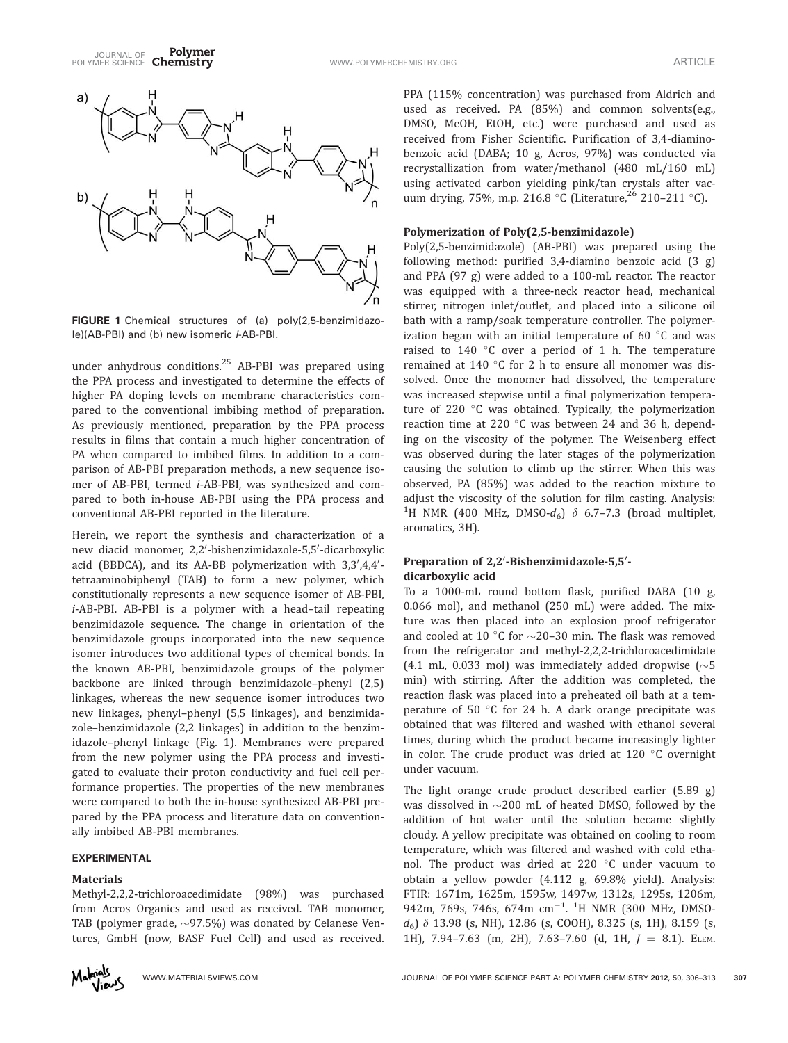FIGURE 1 Chemical structures of (a) poly(2,5-benzimidazole)(AB-PBI) and (b) new isomeric *i*-AB-PBI.

under anhydrous conditions.[25] AB-PBI was prepared using the PPA process and investigated to determine the effects of higher PA doping levels on membrane characteristics compared to the conventional imbibing method of preparation. As previously mentioned, preparation by the PPA process results in films that contain a much higher concentration of PA when compared to imbibed films. In addition to a comparison of AB-PBI preparation methods, a new sequence isomer of AB-PBI, termed *i*-AB-PBI, was synthesized and compared to both in-house AB-PBI using the PPA process and conventional AB-PBI reported in the literature.

Herein, we report the synthesis and characterization of a new diacid monomer, 2,2′-bisbenzimidazole-5,5′-dicarboxylic acid (BBDCA), and its AA-BB polymerization with 3,3′,4,4′-tetraaminobiphenyl (TAB) to form a new polymer, which constitutionally represents a new sequence isomer of AB-PBI, *i*-AB-PBI. AB-PBI is a polymer with a head–tail repeating benzimidazole sequence. The change in orientation of the benzimidazole groups incorporated into the new sequence isomer introduces two additional types of chemical bonds. In the known AB-PBI, benzimidazole groups of the polymer backbone are linked through benzimidazole–phenyl (2,5) linkages, whereas the new sequence isomer introduces two new linkages, phenyl–phenyl (5,5 linkages), and benzimidazole–benzimidazole (2,2 linkages) in addition to the benzimidazole–phenyl linkage (Fig. 1). Membranes were prepared from the new polymer using the PPA process and investigated to evaluate their proton conductivity and fuel cell performance properties. The properties of the new membranes were compared to both the in-house synthesized AB-PBI prepared by the PPA process and literature data on conventionally imbibed AB-PBI membranes.

## EXPERIMENTAL

### Materials

Methyl-2,2,2-trichloroacedimidate (98%) was purchased from Acros Organics and used as received. TAB monomer, TAB (polymer grade, ~97.5%) was donated by Celanese Ventures, GmbH (now, BASF Fuel Cell) and used as received. PPA (115% concentration) was purchased from Aldrich and used as received. PA (85%) and common solvents(e.g., DMSO, MeOH, EtOH, etc.) were purchased and used as received from Fisher Scientific. Purification of 3,4-diaminobenzoic acid (DABA; 10 g, Acros, 97%) was conducted via recrystallization from water/methanol (480 mL/160 mL) using activated carbon yielding pink/tan crystals after vacuum drying, 75%, m.p. 216.8 °C (Literature,[26] 210–211 °C).

### Polymerization of Poly(2,5-benzimidazole)

Poly(2,5-benzimidazole) (AB-PBI) was prepared using the following method: purified 3,4-diamino benzoic acid (3 g) and PPA (97 g) were added to a 100-mL reactor. The reactor was equipped with a three-neck reactor head, mechanical stirrer, nitrogen inlet/outlet, and placed into a silicone oil bath with a ramp/soak temperature controller. The polymerization began with an initial temperature of 60 °C and was raised to 140 °C over a period of 1 h. The temperature remained at 140 °C for 2 h to ensure all monomer was dissolved. Once the monomer had dissolved, the temperature was increased stepwise until a final polymerization temperature of 220 °C was obtained. Typically, the polymerization reaction time at 220 °C was between 24 and 36 h, depending on the viscosity of the polymer. The Weisenberg effect was observed during the later stages of the polymerization causing the solution to climb up the stirrer. When this was observed, PA (85%) was added to the reaction mixture to adjust the viscosity of the solution for film casting. Analysis: $^1$H NMR (400 MHz, DMSO-$d_6$) δ 6.7–7.3 (broad multiplet, aromatics, 3H).

### Preparation of 2,2′-Bisbenzimidazole-5,5′-dicarboxylic acid

To a 1000-mL round bottom flask, purified DABA (10 g, 0.066 mol), and methanol (250 mL) were added. The mixture was then placed into an explosion proof refrigerator and cooled at 10 °C for ~20–30 min. The flask was removed from the refrigerator and methyl-2,2,2-trichloroacedimidate (4.1 mL, 0.033 mol) was immediately added dropwise (~5 min) with stirring. After the addition was completed, the reaction flask was placed into a preheated oil bath at a temperature of 50 °C for 24 h. A dark orange precipitate was obtained that was filtered and washed with ethanol several times, during which the product became increasingly lighter in color. The crude product was dried at 120 °C overnight under vacuum.

The light orange crude product described earlier (5.89 g) was dissolved in ~200 mL of heated DMSO, followed by the addition of hot water until the solution became slightly cloudy. A yellow precipitate was obtained on cooling to room temperature, which was filtered and washed with cold ethanol. The product was dried at 220 °C under vacuum to obtain a yellow powder (4.112 g, 69.8% yield). Analysis: FTIR: 1671m, 1625m, 1595w, 1497w, 1312s, 1295s, 1206m, 942m, 769s, 746s, 674m cm$^{-1}$. $^1$H NMR (300 MHz, DMSO-$d_6$) δ 13.98 (s, NH), 12.86 (s, COOH), 8.325 (s, 1H), 8.159 (s, 1H), 7.94–7.63 (m, 2H), 7.63–7.60 (d, 1H, $J$ = 8.1). ELEM.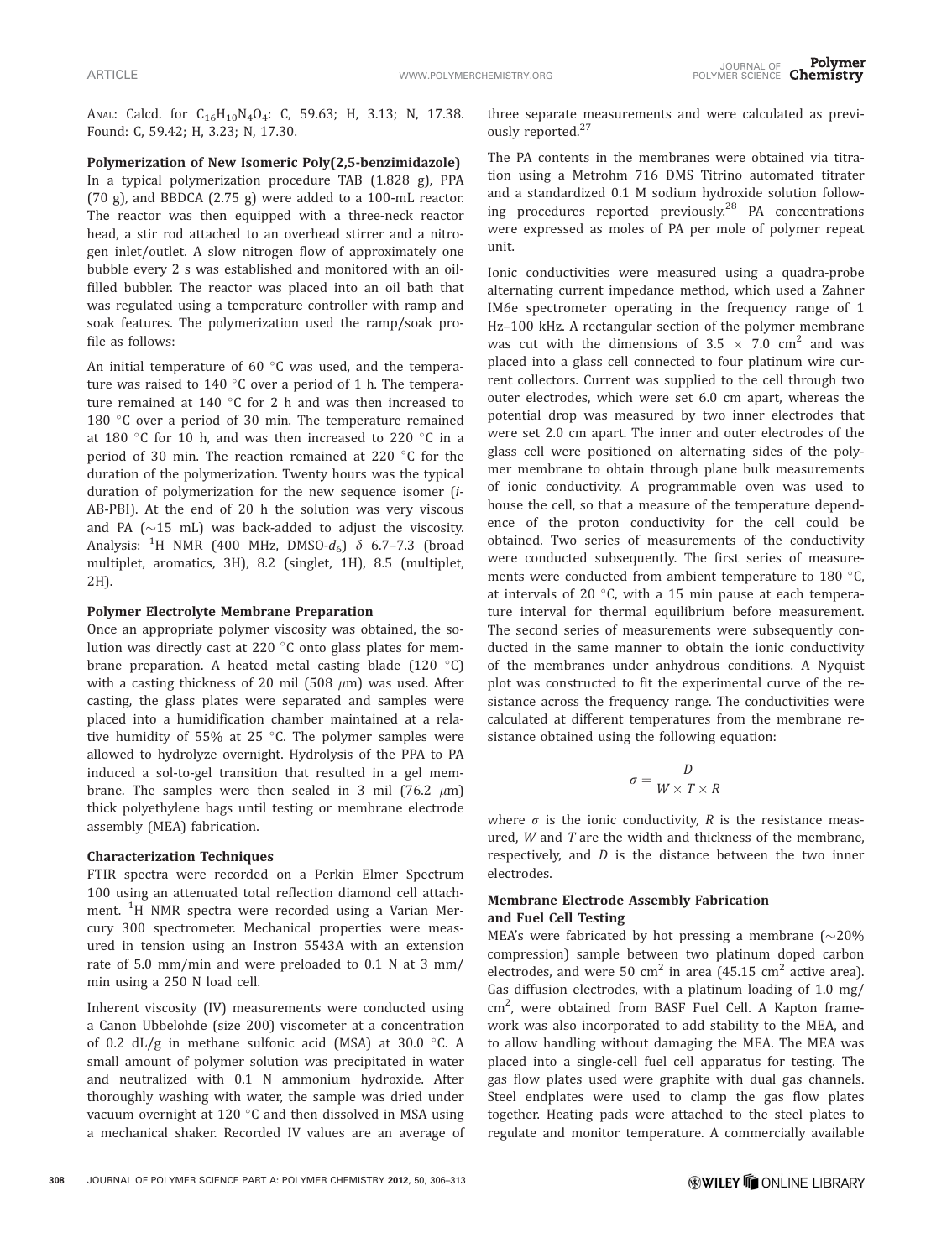ANAL: Calcd. for $C_{16}H_{10}N_4O_4$: C, 59.63; H, 3.13; N, 17.38. Found: C, 59.42; H, 3.23; N, 17.30.

### Polymerization of New Isomeric Poly(2,5-benzimidazole)

In a typical polymerization procedure TAB (1.828 g), PPA (70 g), and BBDCA (2.75 g) were added to a 100-mL reactor. The reactor was then equipped with a three-neck reactor head, a stir rod attached to an overhead stirrer and a nitrogen inlet/outlet. A slow nitrogen flow of approximately one bubble every 2 s was established and monitored with an oil-filled bubbler. The reactor was placed into an oil bath that was regulated using a temperature controller with ramp and soak features. The polymerization used the ramp/soak profile as follows:

An initial temperature of 60 °C was used, and the temperature was raised to 140 °C over a period of 1 h. The temperature remained at 140 °C for 2 h and was then increased to 180 °C over a period of 30 min. The temperature remained at 180 °C for 10 h, and was then increased to 220 °C in a period of 30 min. The reaction remained at 220 °C for the duration of the polymerization. Twenty hours was the typical duration of polymerization for the new sequence isomer (*i*-AB-PBI). At the end of 20 h the solution was very viscous and PA (~15 mL) was back-added to adjust the viscosity. Analysis: $^1$H NMR (400 MHz, DMSO-$d_6$) $\delta$ 6.7–7.3 (broad multiplet, aromatics, 3H), 8.2 (singlet, 1H), 8.5 (multiplet, 2H).

### Polymer Electrolyte Membrane Preparation

Once an appropriate polymer viscosity was obtained, the solution was directly cast at 220 °C onto glass plates for membrane preparation. A heated metal casting blade (120 °C) with a casting thickness of 20 mil (508 $\mu$m) was used. After casting, the glass plates were separated and samples were placed into a humidification chamber maintained at a relative humidity of 55% at 25 °C. The polymer samples were allowed to hydrolyze overnight. Hydrolysis of the PPA to PA induced a sol-to-gel transition that resulted in a gel membrane. The samples were then sealed in 3 mil (76.2 $\mu$m) thick polyethylene bags until testing or membrane electrode assembly (MEA) fabrication.

### Characterization Techniques

FTIR spectra were recorded on a Perkin Elmer Spectrum 100 using an attenuated total reflection diamond cell attachment. $^1$H NMR spectra were recorded using a Varian Mercury 300 spectrometer. Mechanical properties were measured in tension using an Instron 5543A with an extension rate of 5.0 mm/min and were preloaded to 0.1 N at 3 mm/min using a 250 N load cell.

Inherent viscosity (IV) measurements were conducted using a Canon Ubbelohde (size 200) viscometer at a concentration of 0.2 dL/g in methane sulfonic acid (MSA) at 30.0 °C. A small amount of polymer solution was precipitated in water and neutralized with 0.1 N ammonium hydroxide. After thoroughly washing with water, the sample was dried under vacuum overnight at 120 °C and then dissolved in MSA using a mechanical shaker. Recorded IV values are an average of three separate measurements and were calculated as previously reported.[27]

The PA contents in the membranes were obtained via titration using a Metrohm 716 DMS Titrino automated titrater and a standardized 0.1 M sodium hydroxide solution following procedures reported previously.[28] PA concentrations were expressed as moles of PA per mole of polymer repeat unit.

Ionic conductivities were measured using a quadra-probe alternating current impedance method, which used a Zahner IM6e spectrometer operating in the frequency range of 1 Hz–100 kHz. A rectangular section of the polymer membrane was cut with the dimensions of 3.5 × 7.0 cm$^2$ and was placed into a glass cell connected to four platinum wire current collectors. Current was supplied to the cell through two outer electrodes, which were set 6.0 cm apart, whereas the potential drop was measured by two inner electrodes that were set 2.0 cm apart. The inner and outer electrodes of the glass cell were positioned on alternating sides of the polymer membrane to obtain through plane bulk measurements of ionic conductivity. A programmable oven was used to house the cell, so that a measure of the temperature dependence of the proton conductivity for the cell could be obtained. Two series of measurements of the conductivity were conducted subsequently. The first series of measurements were conducted from ambient temperature to 180 °C, at intervals of 20 °C, with a 15 min pause at each temperature interval for thermal equilibrium before measurement. The second series of measurements were subsequently conducted in the same manner to obtain the ionic conductivity of the membranes under anhydrous conditions. A Nyquist plot was constructed to fit the experimental curve of the resistance across the frequency range. The conductivities were calculated at different temperatures from the membrane resistance obtained using the following equation:

$$\sigma = \frac{D}{W \times T \times R}$$

where $\sigma$ is the ionic conductivity, $R$ is the resistance measured, $W$ and $T$ are the width and thickness of the membrane, respectively, and $D$ is the distance between the two inner electrodes.

### Membrane Electrode Assembly Fabrication and Fuel Cell Testing

MEA's were fabricated by hot pressing a membrane (~20% compression) sample between two platinum doped carbon electrodes, and were 50 cm$^2$ in area (45.15 cm$^2$ active area). Gas diffusion electrodes, with a platinum loading of 1.0 mg/cm$^2$, were obtained from BASF Fuel Cell. A Kapton framework was also incorporated to add stability to the MEA, and to allow handling without damaging the MEA. The MEA was placed into a single-cell fuel cell apparatus for testing. The gas flow plates used were graphite with dual gas channels. Steel endplates were used to clamp the gas flow plates together. Heating pads were attached to the steel plates to regulate and monitor temperature. A commercially available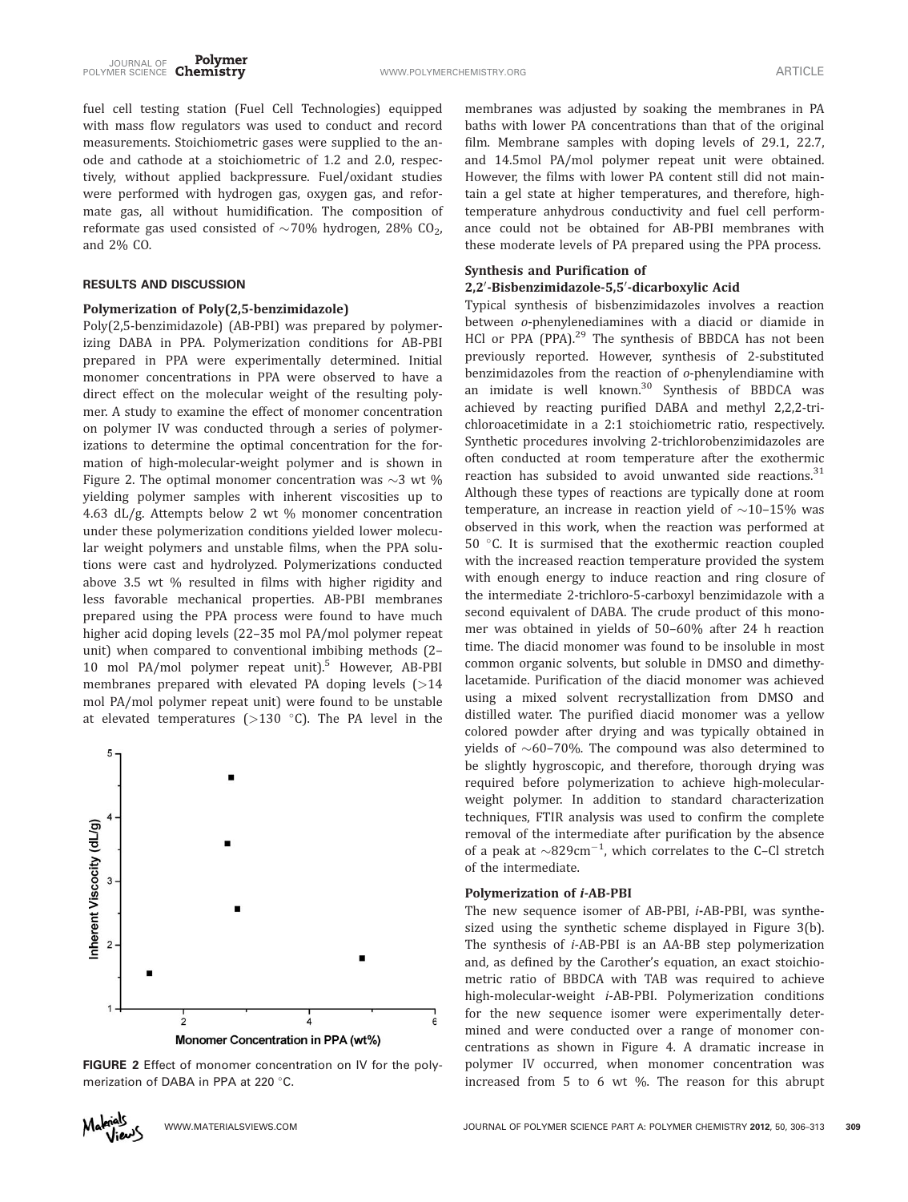fuel cell testing station (Fuel Cell Technologies) equipped with mass flow regulators was used to conduct and record measurements. Stoichiometric gases were supplied to the anode and cathode at a stoichiometric of 1.2 and 2.0, respectively, without applied backpressure. Fuel/oxidant studies were performed with hydrogen gas, oxygen gas, and reformate gas, all without humidification. The composition of reformate gas used consisted of ~70% hydrogen, 28% $CO_2$, and 2% CO.

## RESULTS AND DISCUSSION

### Polymerization of Poly(2,5-benzimidazole)

Poly(2,5-benzimidazole) (AB-PBI) was prepared by polymerizing DABA in PPA. Polymerization conditions for AB-PBI prepared in PPA were experimentally determined. Initial monomer concentrations in PPA were observed to have a direct effect on the molecular weight of the resulting polymer. A study to examine the effect of monomer concentration on polymer IV was conducted through a series of polymerizations to determine the optimal concentration for the formation of high-molecular-weight polymer and is shown in Figure 2. The optimal monomer concentration was ~3 wt % yielding polymer samples with inherent viscosities up to 4.63 dL/g. Attempts below 2 wt % monomer concentration under these polymerization conditions yielded lower molecular weight polymers and unstable films, when the PPA solutions were cast and hydrolyzed. Polymerizations conducted above 3.5 wt % resulted in films with higher rigidity and less favorable mechanical properties. AB-PBI membranes prepared using the PPA process were found to have much higher acid doping levels (22–35 mol PA/mol polymer repeat unit) when compared to conventional imbibing methods (2–10 mol PA/mol polymer repeat unit).[5] However, AB-PBI membranes prepared with elevated PA doping levels (>14 mol PA/mol polymer repeat unit) were found to be unstable at elevated temperatures (>130 °C). The PA level in the membranes was adjusted by soaking the membranes in PA baths with lower PA concentrations than that of the original film. Membrane samples with doping levels of 29.1, 22.7, and 14.5mol PA/mol polymer repeat unit were obtained. However, the films with lower PA content still did not maintain a gel state at higher temperatures, and therefore, high-temperature anhydrous conductivity and fuel cell performance could not be obtained for AB-PBI membranes with these moderate levels of PA prepared using the PPA process.

FIGURE 2 Effect of monomer concentration on IV for the polymerization of DABA in PPA at 220 °C.

### Synthesis and Purification of 2,2′-Bisbenzimidazole-5,5′-dicarboxylic Acid

Typical synthesis of bisbenzimidazoles involves a reaction between *o*-phenylenediamines with a diacid or diamide in HCl or PPA (PPA).[29] The synthesis of BBDCA has not been previously reported. However, synthesis of 2-substituted benzimidazoles from the reaction of *o*-phenylendiamine with an imidate is well known.[30] Synthesis of BBDCA was achieved by reacting purified DABA and methyl 2,2,2-trichloroacetimidate in a 2:1 stoichiometric ratio, respectively. Synthetic procedures involving 2-trichlorobenzimidazoles are often conducted at room temperature after the exothermic reaction has subsided to avoid unwanted side reactions.[31] Although these types of reactions are typically done at room temperature, an increase in reaction yield of ~10–15% was observed in this work, when the reaction was performed at 50 °C. It is surmised that the exothermic reaction coupled with the increased reaction temperature provided the system with enough energy to induce reaction and ring closure of the intermediate 2-trichloro-5-carboxyl benzimidazole with a second equivalent of DABA. The crude product of this monomer was obtained in yields of 50–60% after 24 h reaction time. The diacid monomer was found to be insoluble in most common organic solvents, but soluble in DMSO and dimethylacetamide. Purification of the diacid monomer was achieved using a mixed solvent recrystallization from DMSO and distilled water. The purified diacid monomer was a yellow colored powder after drying and was typically obtained in yields of ~60–70%. The compound was also determined to be slightly hygroscopic, and therefore, thorough drying was required before polymerization to achieve high-molecular-weight polymer. In addition to standard characterization techniques, FTIR analysis was used to confirm the complete removal of the intermediate after purification by the absence of a peak at ~829cm$^{-1}$, which correlates to the C–Cl stretch of the intermediate.

### Polymerization of *i*-AB-PBI

The new sequence isomer of AB-PBI, *i*-AB-PBI, was synthesized using the synthetic scheme displayed in Figure 3(b). The synthesis of *i*-AB-PBI is an AA-BB step polymerization and, as defined by the Carother's equation, an exact stoichiometric ratio of BBDCA with TAB was required to achieve high-molecular-weight *i*-AB-PBI. Polymerization conditions for the new sequence isomer were experimentally determined and were conducted over a range of monomer concentrations as shown in Figure 4. A dramatic increase in polymer IV occurred, when monomer concentration was increased from 5 to 6 wt %. The reason for this abrupt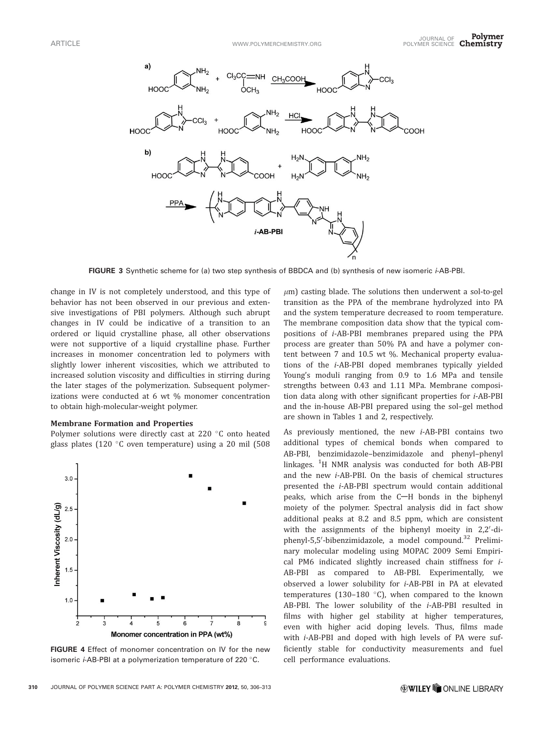FIGURE 3 Synthetic scheme for (a) two step synthesis of BBDCA and (b) synthesis of new isomeric *i*-AB-PBI.

change in IV is not completely understood, and this type of behavior has not been observed in our previous and extensive investigations of PBI polymers. Although such abrupt changes in IV could be indicative of a transition to an ordered or liquid crystalline phase, all other observations were not supportive of a liquid crystalline phase. Further increases in monomer concentration led to polymers with slightly lower inherent viscosities, which we attributed to increased solution viscosity and difficulties in stirring during the later stages of the polymerization. Subsequent polymerizations were conducted at 6 wt % monomer concentration to obtain high-molecular-weight polymer.

### Membrane Formation and Properties

Polymer solutions were directly cast at 220 °C onto heated glass plates (120 °C oven temperature) using a 20 mil (508 $\mu$m) casting blade. The solutions then underwent a sol-to-gel transition as the PPA of the membrane hydrolyzed into PA and the system temperature decreased to room temperature. The membrane composition data show that the typical compositions of *i*-AB-PBI membranes prepared using the PPA process are greater than 50% PA and have a polymer content between 7 and 10.5 wt %. Mechanical property evaluations of the *i*-AB-PBI doped membranes typically yielded Young's moduli ranging from 0.9 to 1.6 MPa and tensile strengths between 0.43 and 1.11 MPa. Membrane composition data along with other significant properties for *i*-AB-PBI and the in-house AB-PBI prepared using the sol–gel method are shown in Tables 1 and 2, respectively.

FIGURE 4 Effect of monomer concentration on IV for the new isomeric *i*-AB-PBI at a polymerization temperature of 220 °C.

As previously mentioned, the new *i*-AB-PBI contains two additional types of chemical bonds when compared to AB-PBI, benzimidazole–benzimidazole and phenyl–phenyl linkages. $^1$H NMR analysis was conducted for both AB-PBI and the new *i*-AB-PBI. On the basis of chemical structures presented the *i*-AB-PBI spectrum would contain additional peaks, which arise from the C—H bonds in the biphenyl moiety of the polymer. Spectral analysis did in fact show additional peaks at 8.2 and 8.5 ppm, which are consistent with the assignments of the biphenyl moiety in 2,2′-diphenyl-5,5′-bibenzimidazole, a model compound.[32] Preliminary molecular modeling using MOPAC 2009 Semi Empirical PM6 indicated slightly increased chain stiffness for *i*-AB-PBI as compared to AB-PBI. Experimentally, we observed a lower solubility for *i*-AB-PBI in PA at elevated temperatures (130–180 °C), when compared to the known AB-PBI. The lower solubility of the *i*-AB-PBI resulted in films with higher gel stability at higher temperatures, even with higher acid doping levels. Thus, films made with *i*-AB-PBI and doped with high levels of PA were sufficiently stable for conductivity measurements and fuel cell performance evaluations.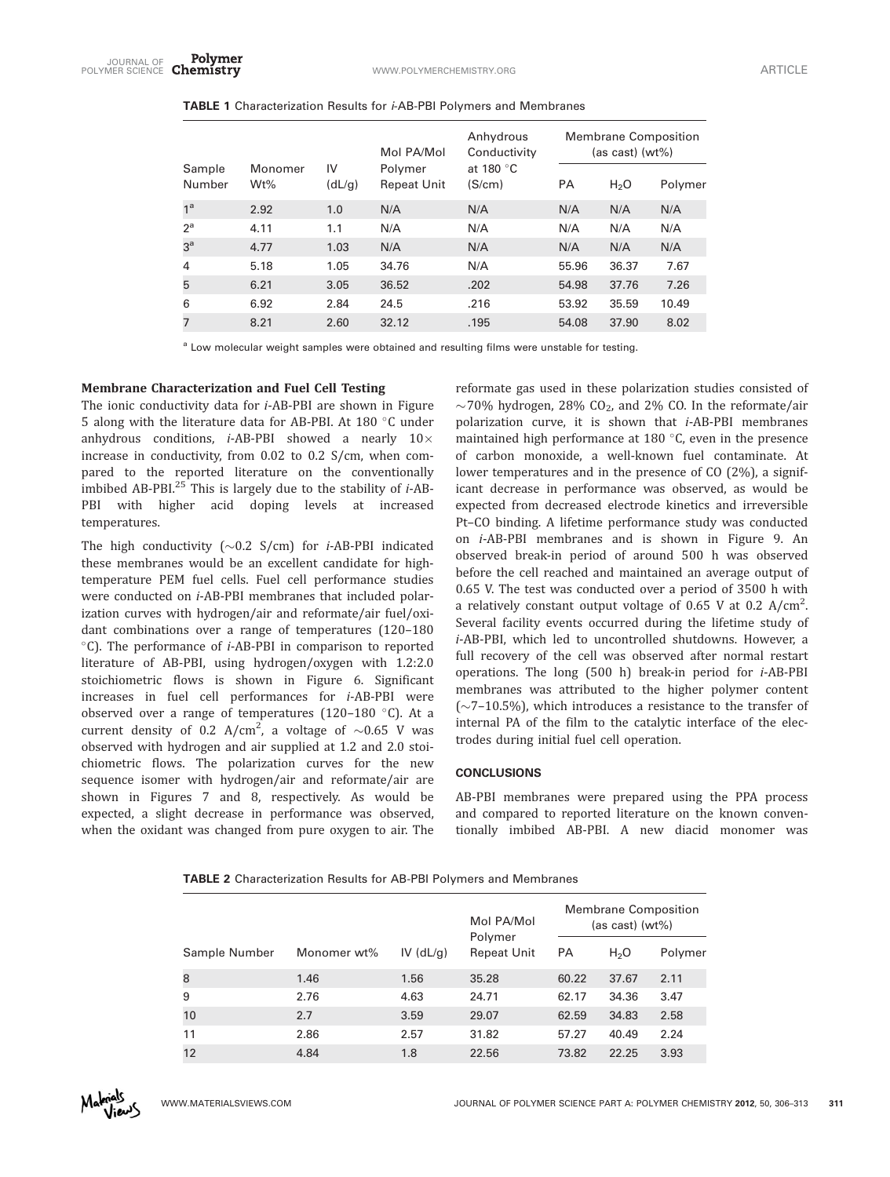**TABLE 1** Characterization Results for *i*-AB-PBI Polymers and Membranes

| Sample Number | Monomer Wt% | IV (dL/g) | Mol PA/Mol Polymer Repeat Unit | Anhydrous Conductivity at 180 °C (S/cm) | Membrane Composition (as cast) (wt%) | | |
|---|---|---|---|---|---|---|---|
| | | | | | PA | $H_2O$ | Polymer |
| 1[a] | 2.92 | 1.0 | N/A | N/A | N/A | N/A | N/A |
| 2[a] | 4.11 | 1.1 | N/A | N/A | N/A | N/A | N/A |
| 3[a] | 4.77 | 1.03 | N/A | N/A | N/A | N/A | N/A |
| 4 | 5.18 | 1.05 | 34.76 | N/A | 55.96 | 36.37 | 7.67 |
| 5 | 6.21 | 3.05 | 36.52 | .202 | 54.98 | 37.76 | 7.26 |
| 6 | 6.92 | 2.84 | 24.5 | .216 | 53.92 | 35.59 | 10.49 |
| 7 | 8.21 | 2.60 | 32.12 | .195 | 54.08 | 37.90 | 8.02 |

[a] Low molecular weight samples were obtained and resulting films were unstable for testing.

### Membrane Characterization and Fuel Cell Testing

The ionic conductivity data for *i*-AB-PBI are shown in Figure 5 along with the literature data for AB-PBI. At 180 °C under anhydrous conditions, *i*-AB-PBI showed a nearly 10× increase in conductivity, from 0.02 to 0.2 S/cm, when compared to the reported literature on the conventionally imbibed AB-PBI.[25] This is largely due to the stability of *i*-AB-PBI with higher acid doping levels at increased temperatures.

The high conductivity (~0.2 S/cm) for *i*-AB-PBI indicated these membranes would be an excellent candidate for high-temperature PEM fuel cells. Fuel cell performance studies were conducted on *i*-AB-PBI membranes that included polarization curves with hydrogen/air and reformate/air fuel/oxidant combinations over a range of temperatures (120–180 °C). The performance of *i*-AB-PBI in comparison to reported literature of AB-PBI, using hydrogen/oxygen with 1.2:2.0 stoichiometric flows is shown in Figure 6. Significant increases in fuel cell performances for *i*-AB-PBI were observed over a range of temperatures (120–180 °C). At a current density of 0.2 A/cm$^2$, a voltage of ~0.65 V was observed with hydrogen and air supplied at 1.2 and 2.0 stoichiometric flows. The polarization curves for the new sequence isomer with hydrogen/air and reformate/air are shown in Figures 7 and 8, respectively. As would be expected, a slight decrease in performance was observed, when the oxidant was changed from pure oxygen to air. The reformate gas used in these polarization studies consisted of ~70% hydrogen, 28% $CO_2$, and 2% CO. In the reformate/air polarization curve, it is shown that *i*-AB-PBI membranes maintained high performance at 180 °C, even in the presence of carbon monoxide, a well-known fuel contaminate. At lower temperatures and in the presence of CO (2%), a significant decrease in performance was observed, as would be expected from decreased electrode kinetics and irreversible Pt–CO binding. A lifetime performance study was conducted on *i*-AB-PBI membranes and is shown in Figure 9. An observed break-in period of around 500 h was observed before the cell reached and maintained an average output of 0.65 V. The test was conducted over a period of 3500 h with a relatively constant output voltage of 0.65 V at 0.2 A/cm$^2$. Several facility events occurred during the lifetime study of *i*-AB-PBI, which led to uncontrolled shutdowns. However, a full recovery of the cell was observed after normal restart operations. The long (500 h) break-in period for *i*-AB-PBI membranes was attributed to the higher polymer content (~7–10.5%), which introduces a resistance to the transfer of internal PA of the film to the catalytic interface of the electrodes during initial fuel cell operation.

## CONCLUSIONS

AB-PBI membranes were prepared using the PPA process and compared to reported literature on the known conventionally imbibed AB-PBI. A new diacid monomer was

**TABLE 2** Characterization Results for AB-PBI Polymers and Membranes

| Sample Number | Monomer wt% | IV (dL/g) | Mol PA/Mol Polymer Repeat Unit | Membrane Composition (as cast) (wt%) | | |
|---|---|---|---|---|---|---|
| | | | | PA | $H_2O$ | Polymer |
| 8 | 1.46 | 1.56 | 35.28 | 60.22 | 37.67 | 2.11 |
| 9 | 2.76 | 4.63 | 24.71 | 62.17 | 34.36 | 3.47 |
| 10 | 2.7 | 3.59 | 29.07 | 62.59 | 34.83 | 2.58 |
| 11 | 2.86 | 2.57 | 31.82 | 57.27 | 40.49 | 2.24 |
| 12 | 4.84 | 1.8 | 22.56 | 73.82 | 22.25 | 3.93 |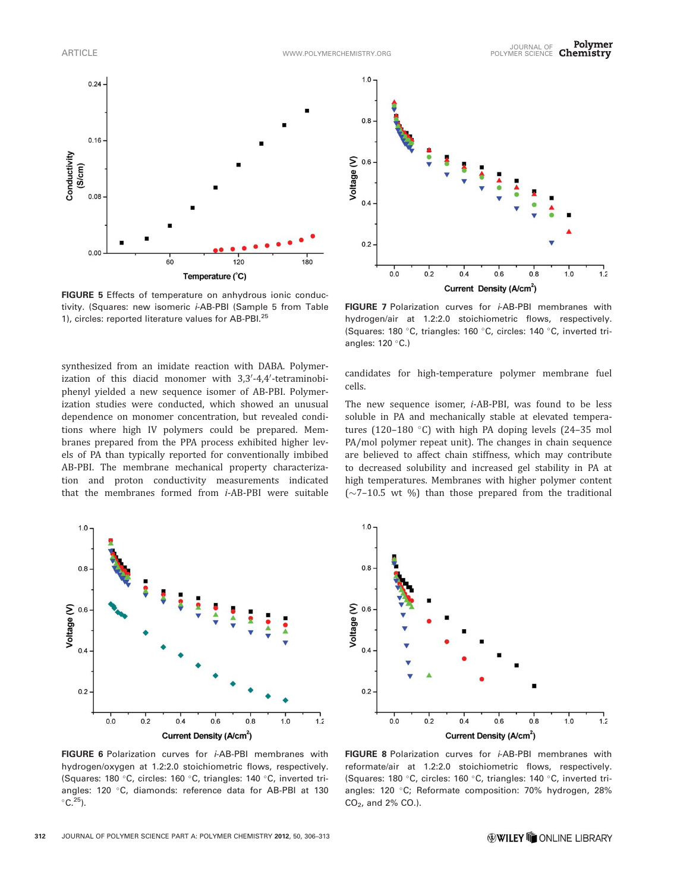FIGURE 5 Effects of temperature on anhydrous ionic conductivity. (Squares: new isomeric *i*-AB-PBI (Sample 5 from Table 1), circles: reported literature values for AB-PBI.[25]

FIGURE 7 Polarization curves for *i*-AB-PBI membranes with hydrogen/air at 1.2:2.0 stoichiometric flows, respectively. (Squares: 180 °C, triangles: 160 °C, circles: 140 °C, inverted triangles: 120 °C.)

synthesized from an imidate reaction with DABA. Polymerization of this diacid monomer with 3,3′-4,4′-tetraminobiphenyl yielded a new sequence isomer of AB-PBI. Polymerization studies were conducted, which showed an unusual dependence on monomer concentration, but revealed conditions where high IV polymers could be prepared. Membranes prepared from the PPA process exhibited higher levels of PA than typically reported for conventionally imbibed AB-PBI. The membrane mechanical property characterization and proton conductivity measurements indicated that the membranes formed from *i*-AB-PBI were suitable candidates for high-temperature polymer membrane fuel cells.

The new sequence isomer, *i*-AB-PBI, was found to be less soluble in PA and mechanically stable at elevated temperatures (120–180 °C) with high PA doping levels (24–35 mol PA/mol polymer repeat unit). The changes in chain sequence are believed to affect chain stiffness, which may contribute to decreased solubility and increased gel stability in PA at high temperatures. Membranes with higher polymer content (~7–10.5 wt %) than those prepared from the traditional

FIGURE 6 Polarization curves for *i*-AB-PBI membranes with hydrogen/oxygen at 1.2:2.0 stoichiometric flows, respectively. (Squares: 180 °C, circles: 160 °C, triangles: 140 °C, inverted triangles: 120 °C, diamonds: reference data for AB-PBI at 130 °C.[25]).

FIGURE 8 Polarization curves for *i*-AB-PBI membranes with reformate/air at 1.2:2.0 stoichiometric flows, respectively. (Squares: 180 °C, circles: 160 °C, triangles: 140 °C, inverted triangles: 120 °C; Reformate composition: 70% hydrogen, 28% $CO_2$, and 2% CO.).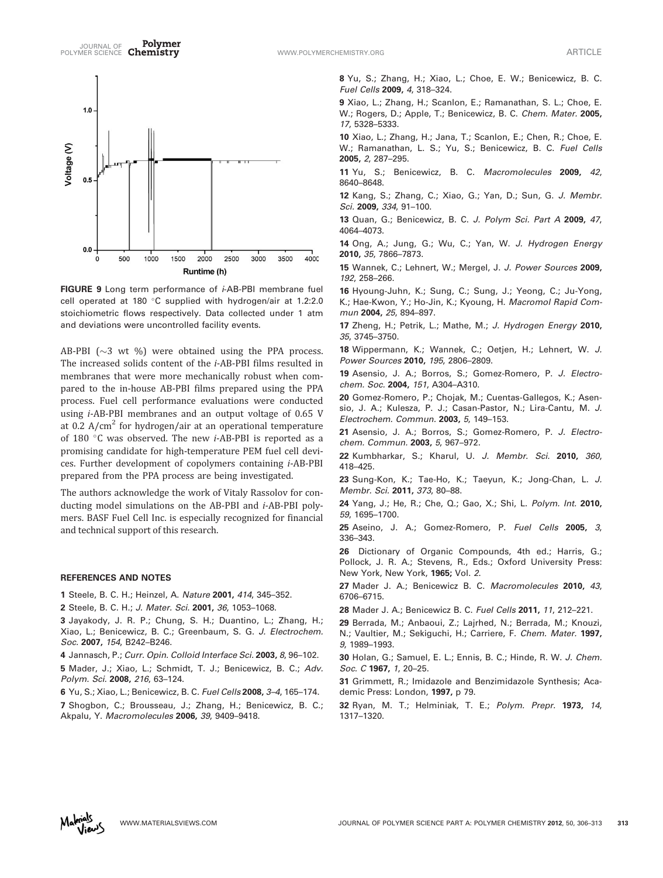Voltage (V)

1.0

0.5

0.0

0 500 1000 1500 2000 2500 3000 3500 4000

Runtime (h)

**FIGURE 9** Long term performance of *i*-AB-PBI membrane fuel cell operated at 180 °C supplied with hydrogen/air at 1.2:2.0 stoichiometric flows respectively. Data collected under 1 atm and deviations were uncontrolled facility events.

AB-PBI (~3 wt %) were obtained using the PPA process. The increased solids content of the *i*-AB-PBI films resulted in membranes that were more mechanically robust when compared to the in-house AB-PBI films prepared using the PPA process. Fuel cell performance evaluations were conducted using *i*-AB-PBI membranes and an output voltage of 0.65 V at 0.2 A/cm$^2$ for hydrogen/air at an operational temperature of 180 °C was observed. The new *i*-AB-PBI is reported as a promising candidate for high-temperature PEM fuel cell devices. Further development of copolymers containing *i*-AB-PBI prepared from the PPA process are being investigated.

The authors acknowledge the work of Vitaly Rassolov for conducting model simulations on the AB-PBI and *i*-AB-PBI polymers. BASF Fuel Cell Inc. is especially recognized for financial and technical support of this research.

### REFERENCES AND NOTES

**1** Steele, B. C. H.; Heinzel, A. *Nature* **2001,** *414*, 345–352.

**2** Steele, B. C. H.; *J. Mater. Sci.* **2001,** *36*, 1053–1068.

**3** Jayakody, J. R. P.; Chung, S. H.; Duantino, L.; Zhang, H.; Xiao, L.; Benicewicz, B. C.; Greenbaum, S. G. *J. Electrochem. Soc.* **2007,** *154*, B242–B246.

**4** Jannasch, P.; *Curr. Opin. Colloid Interface Sci.* **2003,** *8*, 96–102.

**5** Mader, J.; Xiao, L.; Schmidt, T. J.; Benicewicz, B. C.; *Adv. Polym. Sci.* **2008,** *216*, 63–124.

**6** Yu, S.; Xiao, L.; Benicewicz, B. C. *Fuel Cells* **2008,** *3–4*, 165–174.

**7** Shogbon, C.; Brousseau, J.; Zhang, H.; Benicewicz, B. C.; Akpalu, Y. *Macromolecules* **2006,** *39*, 9409–9418.

**8** Yu, S.; Zhang, H.; Xiao, L.; Choe, E. W.; Benicewicz, B. C. *Fuel Cells* **2009,** *4*, 318–324.

**9** Xiao, L.; Zhang, H.; Scanlon, E.; Ramanathan, S. L.; Choe, E. W.; Rogers, D.; Apple, T.; Benicewicz, B. C. *Chem. Mater.* **2005,** *17*, 5328–5333.

**10** Xiao, L.; Zhang, H.; Jana, T.; Scanlon, E.; Chen, R.; Choe, E. W.; Ramanathan, L. S.; Yu, S.; Benicewicz, B. C. *Fuel Cells* **2005,** *2*, 287–295.

**11** Yu, S.; Benicewicz, B. C. *Macromolecules* **2009,** *42*, 8640–8648.

**12** Kang, S.; Zhang, C.; Xiao, G.; Yan, D.; Sun, G. *J. Membr. Sci.* **2009,** *334*, 91–100.

**13** Quan, G.; Benicewicz, B. C. *J. Polym Sci. Part A* **2009,** *47*, 4064–4073.

**14** Ong, A.; Jung, G.; Wu, C.; Yan, W. *J. Hydrogen Energy* **2010,** *35*, 7866–7873.

**15** Wannek, C.; Lehnert, W.; Mergel, J. *J. Power Sources* **2009,** *192*, 258–266.

**16** Hyoung-Juhn, K.; Sung, C.; Sung, J.; Yeong, C.; Ju-Yong, K.; Hae-Kwon, Y.; Ho-Jin, K.; Kyoung, H. *Macromol Rapid Commun* **2004,** *25*, 894–897.

**17** Zheng, H.; Petrik, L.; Mathe, M.; *J. Hydrogen Energy* **2010,** *35*, 3745–3750.

**18** Wippermann, K.; Wannek, C.; Oetjen, H.; Lehnert, W. *J. Power Sources* **2010,** *195*, 2806–2809.

**19** Asensio, J. A.; Borros, S.; Gomez-Romero, P. *J. Electrochem. Soc.* **2004,** *151*, A304–A310.

**20** Gomez-Romero, P.; Chojak, M.; Cuentas-Gallegos, K.; Asensio, J. A.; Kulesza, P. J.; Casan-Pastor, N.; Lira-Cantu, M. *J. Electrochem. Commun.* **2003,** *5*, 149–153.

**21** Asensio, J. A.; Borros, S.; Gomez-Romero, P. *J. Electrochem. Commun.* **2003,** *5*, 967–972.

**22** Kumbharkar, S.; Kharul, U. *J. Membr. Sci.* **2010,** *360*, 418–425.

**23** Sung-Kon, K.; Tae-Ho, K.; Taeyun, K.; Jong-Chan, L. *J. Membr. Sci.* **2011,** *373*, 80–88.

**24** Yang, J.; He, R.; Che, Q.; Gao, X.; Shi, L. *Polym. Int.* **2010,** *59*, 1695–1700.

**25** Aseino, J. A.; Gomez-Romero, P. *Fuel Cells* **2005,** *3*, 336–343.

**26** Dictionary of Organic Compounds, 4th ed.; Harris, G.; Pollock, J. R. A.; Stevens, R., Eds.; Oxford University Press: New York, New York, **1965;** Vol. *2*.

**27** Mader J. A.; Benicewicz B. C. *Macromolecules* **2010,** *43*, 6706–6715.

**28** Mader J. A.; Benicewicz B. C. *Fuel Cells* **2011,** *11*, 212–221.

**29** Berrada, M.; Anbaoui, Z.; Lajrhed, N.; Berrada, M.; Knouzi, N.; Vaultier, M.; Sekiguchi, H.; Carriere, F. *Chem. Mater.* **1997,** *9*, 1989–1993.

**30** Holan, G.; Samuel, E. L.; Ennis, B. C.; Hinde, R. W. *J. Chem. Soc. C* **1967,** *1*, 20–25.

**31** Grimmett, R.; Imidazole and Benzimidazole Synthesis; Academic Press: London, **1997,** p 79.

**32** Ryan, M. T.; Helminiak, T. E.; *Polym. Prepr.* **1973,** *14*, 1317–1320.